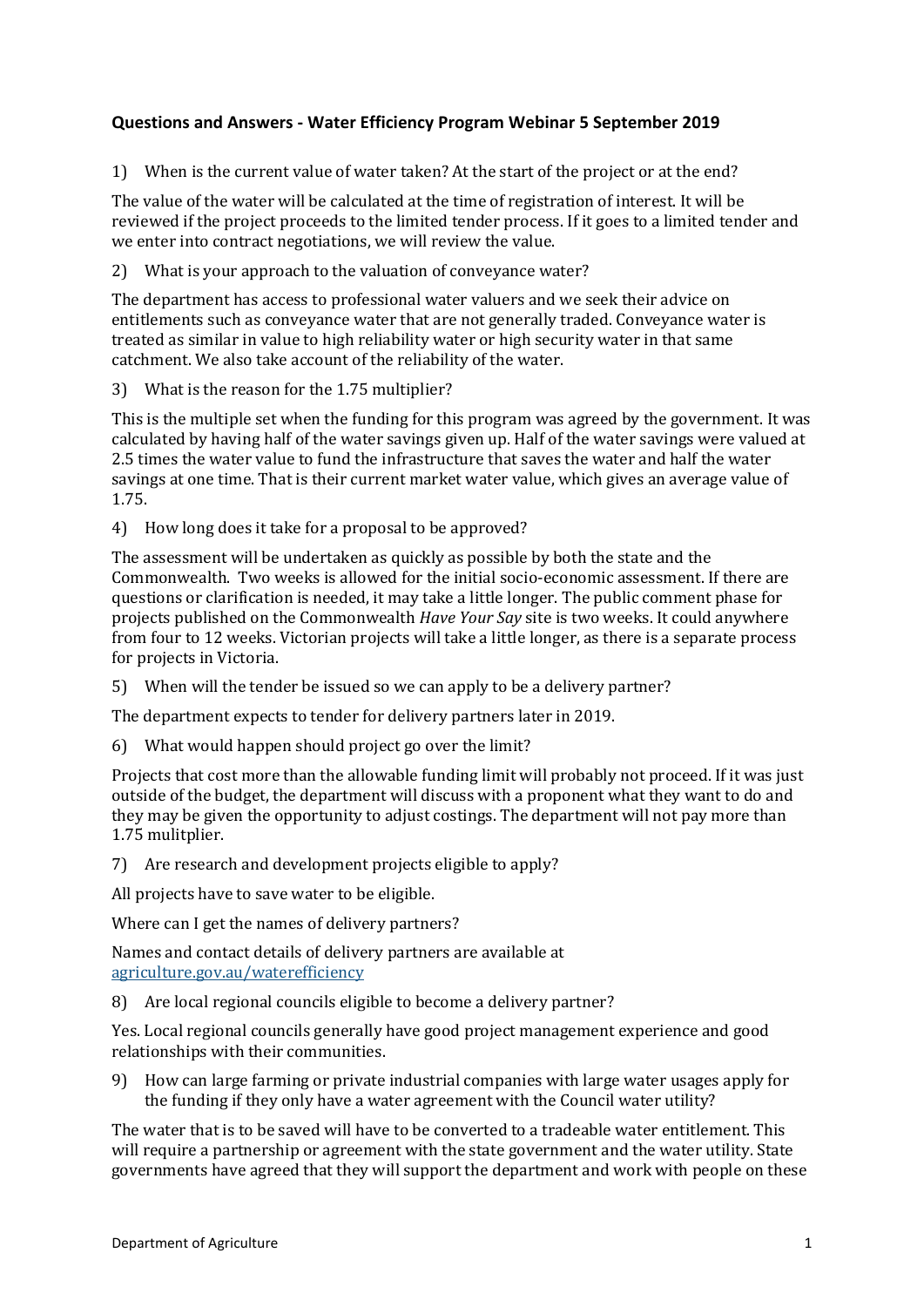**Questions and Answers - Water Efficiency Program Webinar 5 September 2019**

1) When is the current value of water taken? At the start of the project or at the end?

The value of the water will be calculated at the time of registration of interest. It will be reviewed if the project proceeds to the limited tender process. If it goes to a limited tender and we enter into contract negotiations, we will review the value.

2) What is your approach to the valuation of conveyance water?

The department has access to professional water valuers and we seek their advice on entitlements such as conveyance water that are not generally traded. Conveyance water is treated as similar in value to high reliability water or high security water in that same catchment. We also take account of the reliability of the water.

3) What is the reason for the 1.75 multiplier?

This is the multiple set when the funding for this program was agreed by the government. It was calculated by having half of the water savings given up. Half of the water savings were valued at 2.5 times the water value to fund the infrastructure that saves the water and half the water savings at one time. That is their current market water value, which gives an average value of 1.75.

4) How long does it take for a proposal to be approved?

The assessment will be undertaken as quickly as possible by both the state and the Commonwealth. Two weeks is allowed for the initial socio-economic assessment. If there are questions or clarification is needed, it may take a little longer. The public comment phase for projects published on the Commonwealth *Have Your Say* site is two weeks. It could anywhere from four to 12 weeks. Victorian projects will take a little longer, as there is a separate process for projects in Victoria.

5) When will the tender be issued so we can apply to be a delivery partner?

The department expects to tender for delivery partners later in 2019.

6) What would happen should project go over the limit?

Projects that cost more than the allowable funding limit will probably not proceed. If it was just outside of the budget, the department will discuss with a proponent what they want to do and they may be given the opportunity to adjust costings. The department will not pay more than 1.75 mulitplier.

7) Are research and development projects eligible to apply?

All projects have to save water to be eligible.

Where can I get the names of delivery partners?

Names and contact details of delivery partners are available at [agriculture.gov.au/waterefficiency](agriculture.gov.au/waterefficiency)

8) Are local regional councils eligible to become a delivery partner?

Yes. Local regional councils generally have good project management experience and good relationships with their communities.

9) How can large farming or private industrial companies with large water usages apply for the funding if they only have a water agreement with the Council water utility?

The water that is to be saved will have to be converted to a tradeable water entitlement. This will require a partnership or agreement with the state government and the water utility. State governments have agreed that they will support the department and work with people on these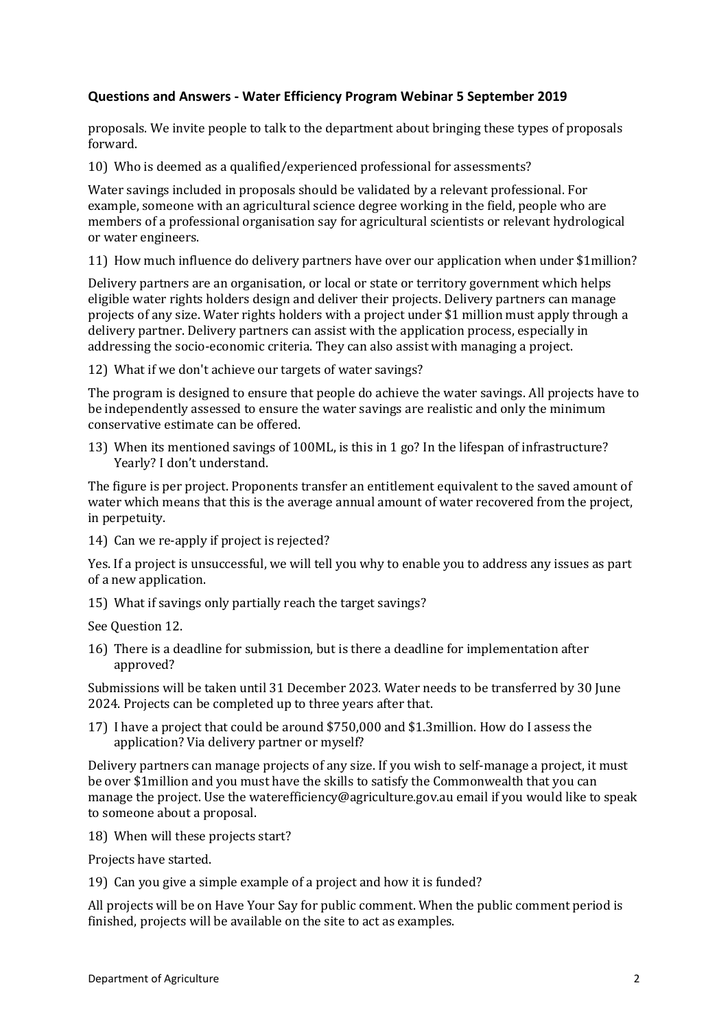proposals. We invite people to talk to the department about bringing these types of proposals forward.

10) Who is deemed as a qualified/experienced professional for assessments?

Water savings included in proposals should be validated by a relevant professional. For example, someone with an agricultural science degree working in the field, people who are members of a professional organisation say for agricultural scientists or relevant hydrological or water engineers.

11) How much influence do delivery partners have over our application when under $1million?

Delivery partners are an organisation, or local or state or territory government which helps eligible water rights holders design and deliver their projects. Delivery partners can manage projects of any size. Water rights holders with a project under $1 million must apply through a delivery partner. Delivery partners can assist with the application process, especially in addressing the socio-economic criteria. They can also assist with managing a project.

12) What if we don't achieve our targets of water savings?

The program is designed to ensure that people do achieve the water savings. All projects have to be independently assessed to ensure the water savings are realistic and only the minimum conservative estimate can be offered.

13) When its mentioned savings of 100ML, is this in 1 go? In the lifespan of infrastructure? Yearly? I don't understand.

The figure is per project. Proponents transfer an entitlement equivalent to the saved amount of water which means that this is the average annual amount of water recovered from the project, in perpetuity.

14) Can we re-apply if project is rejected?

Yes. If a project is unsuccessful, we will tell you why to enable you to address any issues as part of a new application.

15) What if savings only partially reach the target savings?

See Question 12.

16) There is a deadline for submission, but is there a deadline for implementation after approved?

Submissions will be taken until 31 December 2023. Water needs to be transferred by 30 June 2024. Projects can be completed up to three years after that.

17) I have a project that could be around $750,000 and $1.3million. How do I assess the application? Via delivery partner or myself?

Delivery partners can manage projects of any size. If you wish to self-manage a project, it must be over $1million and you must have the skills to satisfy the Commonwealth that you can manage the project. Use the waterefficiency@agriculture.gov.au email if you would like to speak to someone about a proposal.

18) When will these projects start?

Projects have started.

19) Can you give a simple example of a project and how it is funded?

All projects will be on Have Your Say for public comment. When the public comment period is finished, projects will be available on the site to act as examples.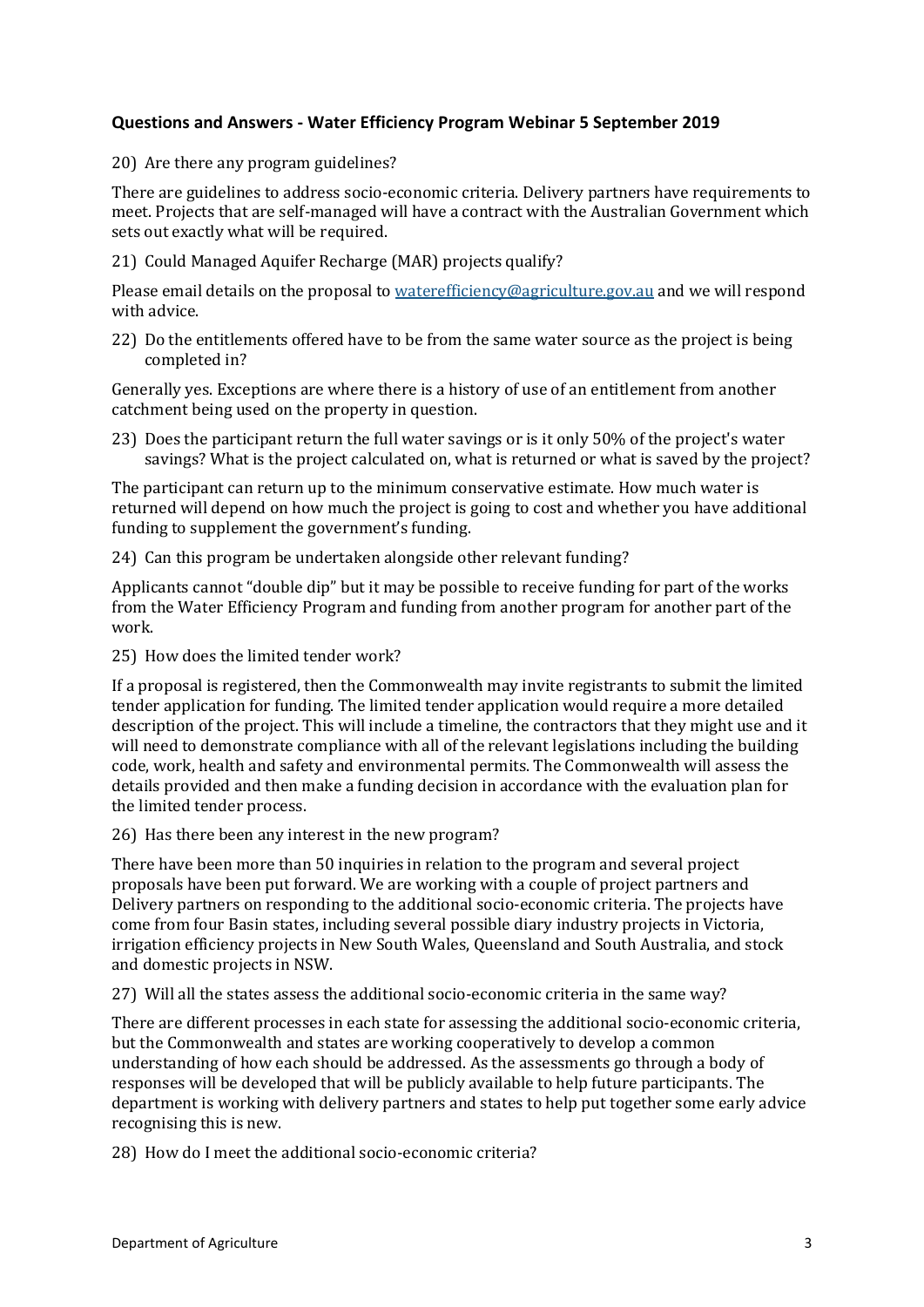**Questions and Answers - Water Efficiency Program Webinar 5 September 2019**

20) Are there any program guidelines?

There are guidelines to address socio-economic criteria. Delivery partners have requirements to meet. Projects that are self-managed will have a contract with the Australian Government which sets out exactly what will be required.

21) Could Managed Aquifer Recharge (MAR) projects qualify?

Please email details on the proposal to [waterefficiency@agriculture.gov.au](mailto:waterefficiency@agriculture.gov.au) and we will respond with advice.

22) Do the entitlements offered have to be from the same water source as the project is being completed in?

Generally yes. Exceptions are where there is a history of use of an entitlement from another catchment being used on the property in question.

23) Does the participant return the full water savings or is it only 50% of the project's water savings? What is the project calculated on, what is returned or what is saved by the project?

The participant can return up to the minimum conservative estimate. How much water is returned will depend on how much the project is going to cost and whether you have additional funding to supplement the government's funding.

24) Can this program be undertaken alongside other relevant funding?

Applicants cannot "double dip" but it may be possible to receive funding for part of the works from the Water Efficiency Program and funding from another program for another part of the work.

25) How does the limited tender work?

If a proposal is registered, then the Commonwealth may invite registrants to submit the limited tender application for funding. The limited tender application would require a more detailed description of the project. This will include a timeline, the contractors that they might use and it will need to demonstrate compliance with all of the relevant legislations including the building code, work, health and safety and environmental permits. The Commonwealth will assess the details provided and then make a funding decision in accordance with the evaluation plan for the limited tender process.

26) Has there been any interest in the new program?

There have been more than 50 inquiries in relation to the program and several project proposals have been put forward. We are working with a couple of project partners and Delivery partners on responding to the additional socio-economic criteria. The projects have come from four Basin states, including several possible diary industry projects in Victoria, irrigation efficiency projects in New South Wales, Queensland and South Australia, and stock and domestic projects in NSW.

27) Will all the states assess the additional socio-economic criteria in the same way?

There are different processes in each state for assessing the additional socio-economic criteria, but the Commonwealth and states are working cooperatively to develop a common understanding of how each should be addressed. As the assessments go through a body of responses will be developed that will be publicly available to help future participants. The department is working with delivery partners and states to help put together some early advice recognising this is new.

28) How do I meet the additional socio-economic criteria?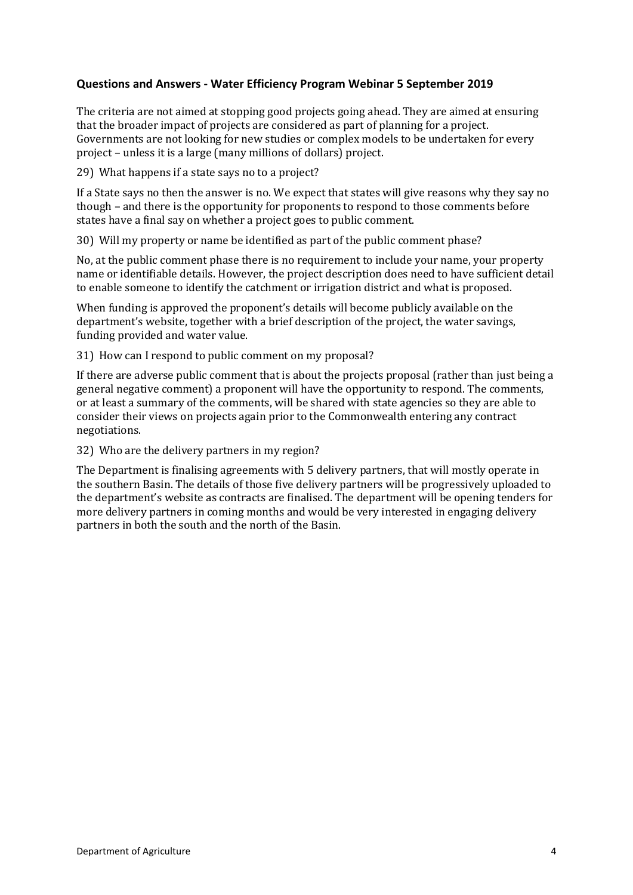**Questions and Answers - Water Efficiency Program Webinar 5 September 2019**

The criteria are not aimed at stopping good projects going ahead. They are aimed at ensuring that the broader impact of projects are considered as part of planning for a project. Governments are not looking for new studies or complex models to be undertaken for every project – unless it is a large (many millions of dollars) project.

29) What happens if a state says no to a project?

If a State says no then the answer is no. We expect that states will give reasons why they say no though – and there is the opportunity for proponents to respond to those comments before states have a final say on whether a project goes to public comment.

30) Will my property or name be identified as part of the public comment phase?

No, at the public comment phase there is no requirement to include your name, your property name or identifiable details. However, the project description does need to have sufficient detail to enable someone to identify the catchment or irrigation district and what is proposed.

When funding is approved the proponent's details will become publicly available on the department's website, together with a brief description of the project, the water savings, funding provided and water value.

31) How can I respond to public comment on my proposal?

If there are adverse public comment that is about the projects proposal (rather than just being a general negative comment) a proponent will have the opportunity to respond. The comments, or at least a summary of the comments, will be shared with state agencies so they are able to consider their views on projects again prior to the Commonwealth entering any contract negotiations.

32) Who are the delivery partners in my region?

The Department is finalising agreements with 5 delivery partners, that will mostly operate in the southern Basin. The details of those five delivery partners will be progressively uploaded to the department's website as contracts are finalised. The department will be opening tenders for more delivery partners in coming months and would be very interested in engaging delivery partners in both the south and the north of the Basin.